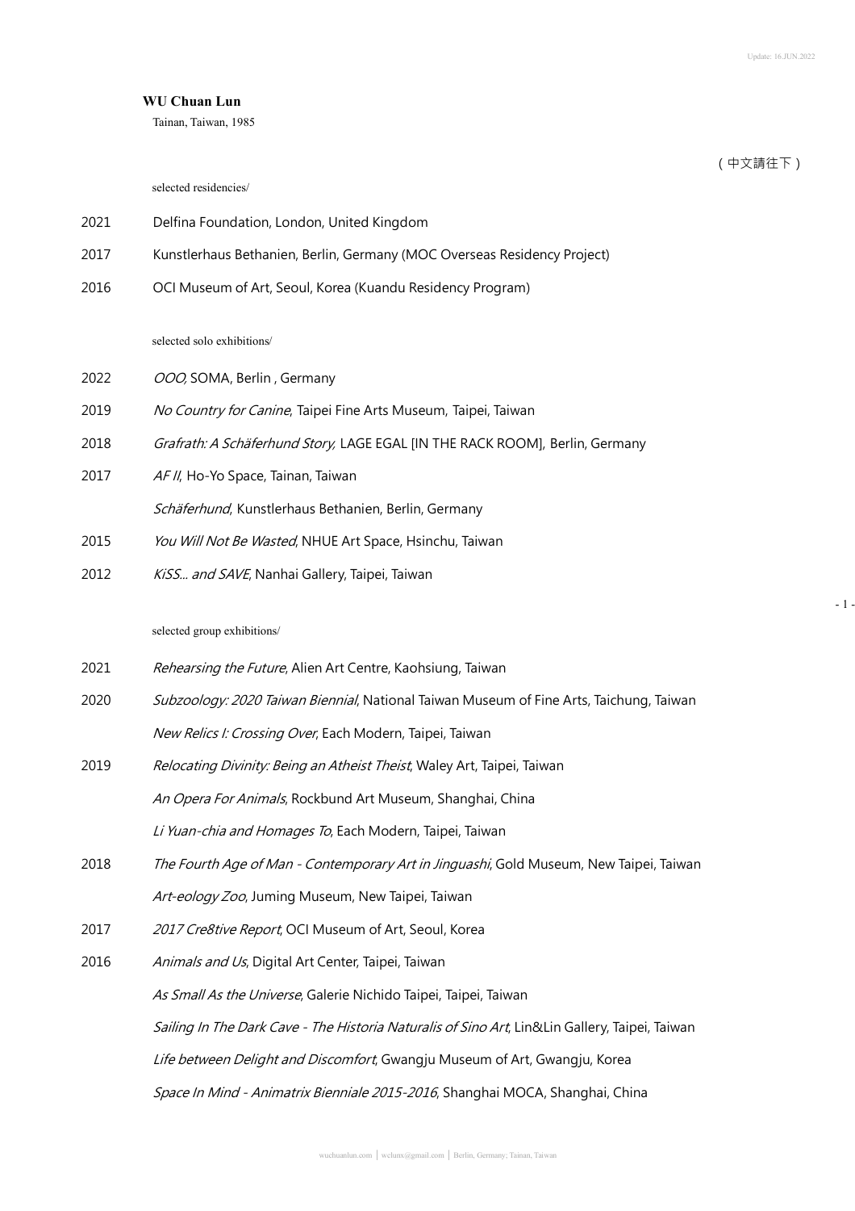# WU Chuan Lun

Tainan, Taiwan, 1985

（中文請往下）

## selected residencies/

2021 Delfina Foundation, London, United Kingdom

2017 Kunstlerhaus Bethanien, Berlin, Germany (MOC Overseas Residency Project)

2016 OCI Museum of Art, Seoul, Korea (Kuandu Residency Program)

## selected solo exhibitions/

2022 *OOO*, SOMA, Berlin , Germany

2019 *No Country for Canine*, Taipei Fine Arts Museum, Taipei, Taiwan

2018 *Grafrath: A Schäferhund Story,* LAGE EGAL [IN THE RACK ROOM], Berlin, Germany

2017 *AF II*, Ho-Yo Space, Tainan, Taiwan

*Schäferhund*, Kunstlerhaus Bethanien, Berlin, Germany

2015 *You Will Not Be Wasted*, NHUE Art Space, Hsinchu, Taiwan

2012 *KiSS... and SAVE*, Nanhai Gallery, Taipei, Taiwan

## selected group exhibitions/

2021 *Rehearsing the Future*, Alien Art Centre, Kaohsiung, Taiwan

2020 *Subzoology: 2020 Taiwan Biennial*, National Taiwan Museum of Fine Arts, Taichung, Taiwan

*New Relics I: Crossing Over*, Each Modern, Taipei, Taiwan

2019 *Relocating Divinity: Being an Atheist Theist*, Waley Art, Taipei, Taiwan

*An Opera For Animals*, Rockbund Art Museum, Shanghai, China

*Li Yuan-chia and Homages To*, Each Modern, Taipei, Taiwan

2018 *The Fourth Age of Man - Contemporary Art in Jinguashi*, Gold Museum, New Taipei, Taiwan

*Art-eology Zoo*, Juming Museum, New Taipei, Taiwan

2017 *2017 Cre8tive Report*, OCI Museum of Art, Seoul, Korea

2016 *Animals and Us*, Digital Art Center, Taipei, Taiwan

*As Small As the Universe*, Galerie Nichido Taipei, Taipei, Taiwan

*Sailing In The Dark Cave - The Historia Naturalis of Sino Art*, Lin&Lin Gallery, Taipei, Taiwan

*Life between Delight and Discomfort*, Gwangju Museum of Art, Gwangju, Korea

*Space In Mind - Animatrix Bienniale 2015-2016*, Shanghai MOCA, Shanghai, China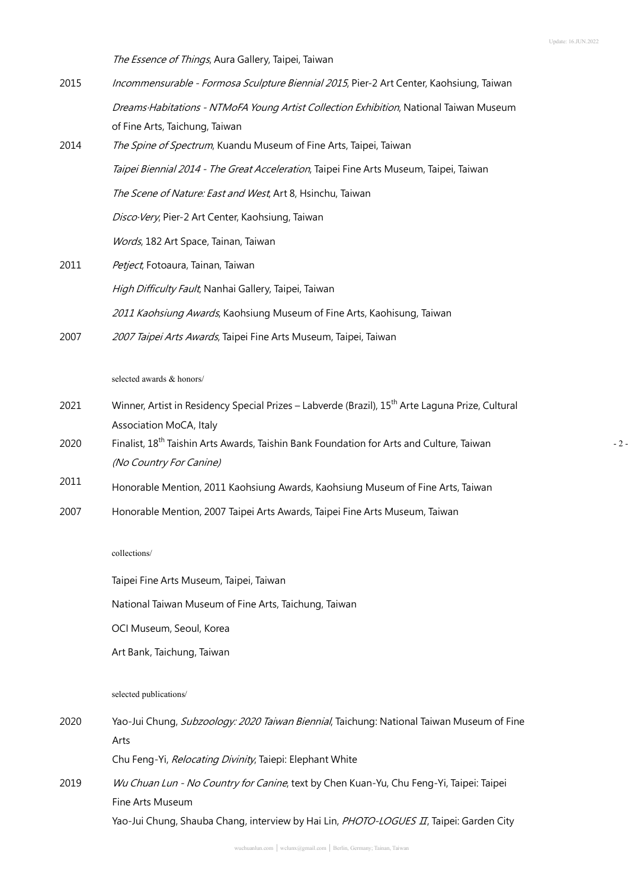*The Essence of Things*, Aura Gallery, Taipei, Taiwan

2015 *Incommensurable - Formosa Sculpture Biennial 2015*, Pier-2 Art Center, Kaohsiung, Taiwan

*Dreams·Habitations - NTMoFA Young Artist Collection Exhibition*, National Taiwan Museum of Fine Arts, Taichung, Taiwan

2014 *The Spine of Spectrum*, Kuandu Museum of Fine Arts, Taipei, Taiwan

*Taipei Biennial 2014 - The Great Acceleration*, Taipei Fine Arts Museum, Taipei, Taiwan

*The Scene of Nature: East and West*, Art 8, Hsinchu, Taiwan

*Disco·Very*, Pier-2 Art Center, Kaohsiung, Taiwan

*Words*, 182 Art Space, Tainan, Taiwan

2011 *Petject*, Fotoaura, Tainan, Taiwan

*High Difficulty Fault*, Nanhai Gallery, Taipei, Taiwan

*2011 Kaohsiung Awards*, Kaohsiung Museum of Fine Arts, Kaohisung, Taiwan

2007 *2007 Taipei Arts Awards*, Taipei Fine Arts Museum, Taipei, Taiwan

selected awards & honors/

2021 Winner, Artist in Residency Special Prizes – Labverde (Brazil), 15th Arte Laguna Prize, Cultural Association MoCA, Italy

2020 Finalist, 18th Taishin Arts Awards, Taishin Bank Foundation for Arts and Culture, Taiwan *(No Country For Canine)*

2011 Honorable Mention, 2011 Kaohsiung Awards, Kaohsiung Museum of Fine Arts, Taiwan

2007 Honorable Mention, 2007 Taipei Arts Awards, Taipei Fine Arts Museum, Taiwan

collections/

Taipei Fine Arts Museum, Taipei, Taiwan

National Taiwan Museum of Fine Arts, Taichung, Taiwan

OCI Museum, Seoul, Korea

Art Bank, Taichung, Taiwan

selected publications/

2020 Yao-Jui Chung, *Subzoology: 2020 Taiwan Biennial*, Taichung: National Taiwan Museum of Fine Arts

Chu Feng-Yi, *Relocating Divinity*, Taiepi: Elephant White

2019 *Wu Chuan Lun - No Country for Canine*, text by Chen Kuan-Yu, Chu Feng-Yi, Taipei: Taipei Fine Arts Museum

Yao-Jui Chung, Shauba Chang, interview by Hai Lin, *PHOTO-LOGUES II*, Taipei: Garden City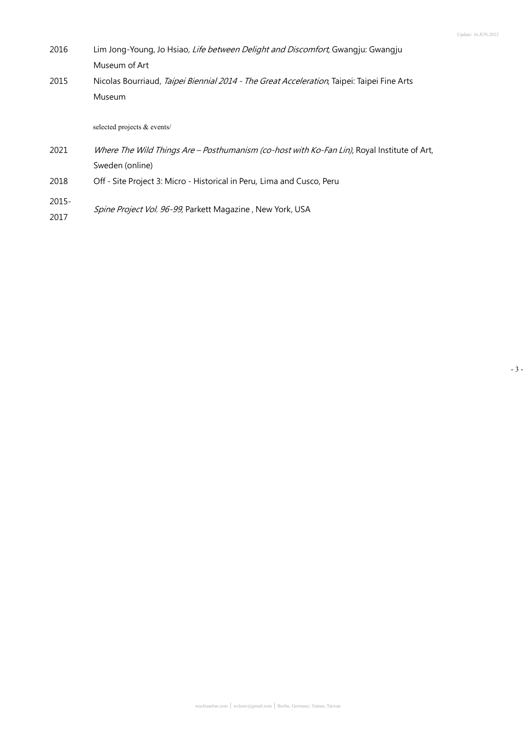2016 Lim Jong-Young, Jo Hsiao, *Life between Delight and Discomfort*, Gwangju: Gwangju Museum of Art

2015 Nicolas Bourriaud, *Taipei Biennial 2014 - The Great Acceleration*, Taipei: Taipei Fine Arts Museum

selected projects & events/

2021 *Where The Wild Things Are – Posthumanism (co-host with Ko-Fan Lin)*, Royal Institute of Art, Sweden (online)

2018 Off - Site Project 3: Micro - Historical in Peru, Lima and Cusco, Peru

2015-2017 *Spine Project Vol. 96-99*, Parkett Magazine , New York, USA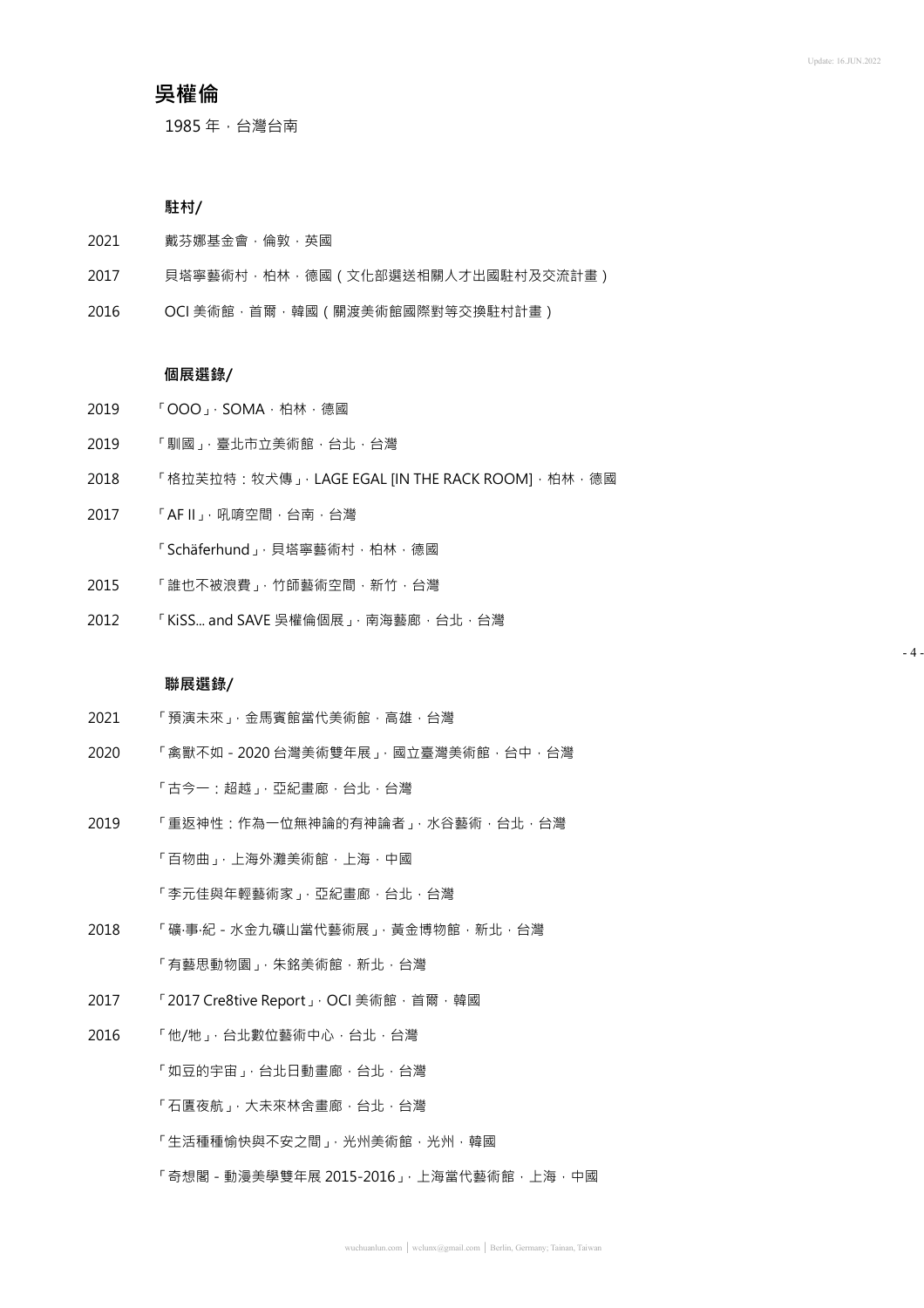# 吳權倫

1985 年，台灣台南

### 駐村/

| | |
|---|---|
| 2021 | 戴芬娜基金會，倫敦，英國 |
| 2017 | 貝塔寧藝術村，柏林，德國（文化部選送相關人才出國駐村及交流計畫） |
| 2016 | OCI 美術館，首爾，韓國（關渡美術館國際對等交換駐村計畫） |

### 個展選錄/

| | |
|---|---|
| 2019 | 「OOO」，SOMA，柏林，德國 |
| 2019 | 「馴國」，臺北市立美術館，台北，台灣 |
| 2018 | 「格拉芙拉特：牧犬傳」，LAGE EGAL [IN THE RACK ROOM]，柏林，德國 |
| 2017 | 「AF II」，吼唷空間，台南，台灣 |
| | 「Schäferhund」，貝塔寧藝術村，柏林，德國 |
| 2015 | 「誰也不被浪費」，竹師藝術空間，新竹，台灣 |
| 2012 | 「KiSS... and SAVE 吳權倫個展」，南海藝廊，台北，台灣 |

### 聯展選錄/

| | |
|---|---|
| 2021 | 「預演未來」，金馬賓館當代美術館，高雄，台灣 |
| 2020 | 「禽獸不如 - 2020 台灣美術雙年展」，國立臺灣美術館，台中，台灣 |
| | 「古今一：超越」，亞紀畫廊，台北，台灣 |
| 2019 | 「重返神性：作為一位無神論的有神論者」，水谷藝術，台北，台灣 |
| | 「百物曲」，上海外灘美術館，上海，中國 |
| | 「李元佳與年輕藝術家」，亞紀畫廊，台北，台灣 |
| 2018 | 「礦·事·紀 - 水金九礦山當代藝術展」，黃金博物館，新北，台灣 |
| | 「有藝思動物園」，朱銘美術館，新北，台灣 |
| 2017 | 「2017 Cre8tive Report」，OCI 美術館，首爾，韓國 |
| 2016 | 「他/牠」，台北數位藝術中心，台北，台灣 |
| | 「如豆的宇宙」，台北日動畫廊，台北，台灣 |
| | 「石匱夜航」，大未來林舍畫廊，台北，台灣 |
| | 「生活種種愉快與不安之間」，光州美術館，光州，韓國 |
| | 「奇想閣 - 動漫美學雙年展 2015-2016」，上海當代藝術館，上海，中國 |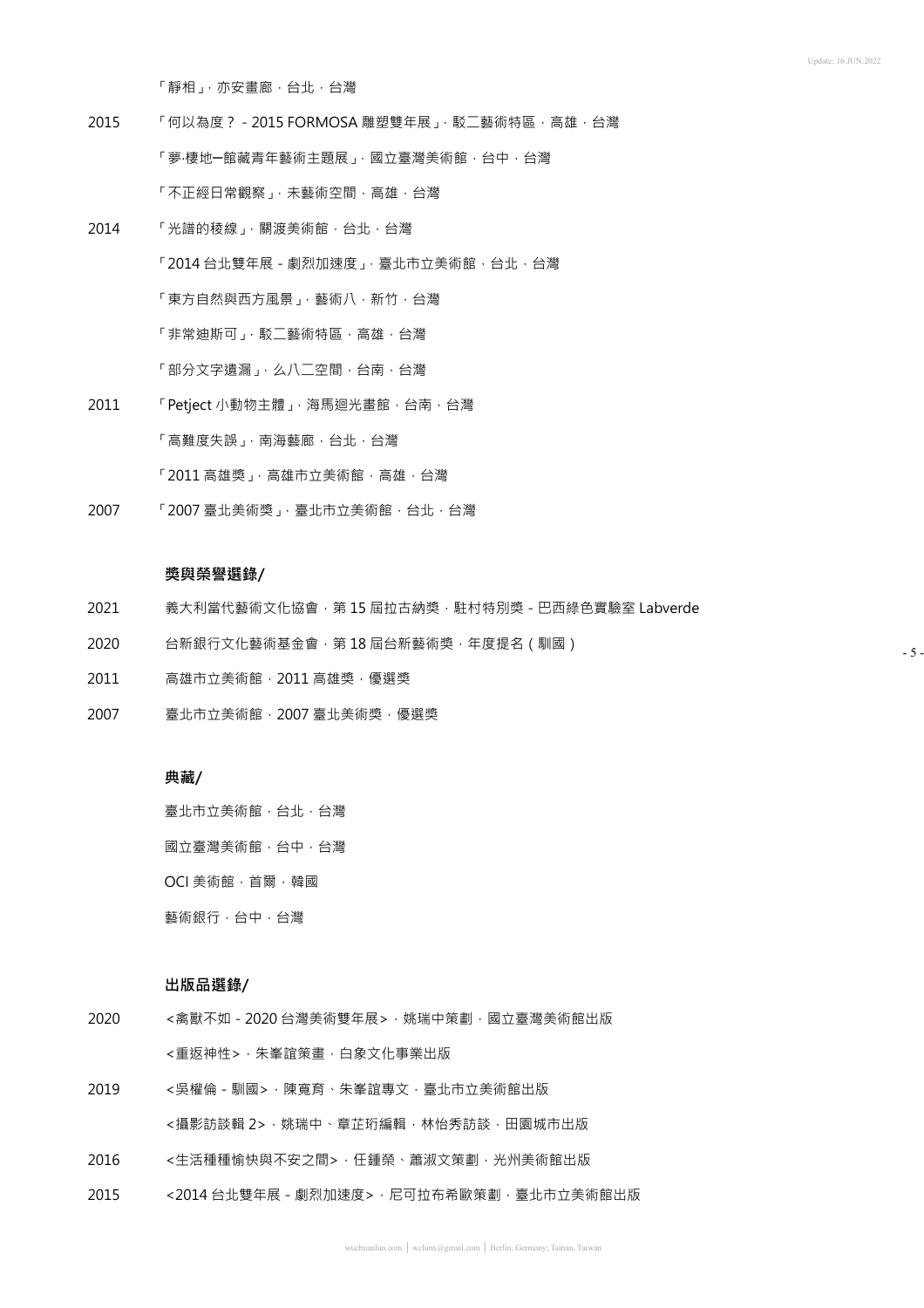「靜相」，亦安畫廊，台北，台灣

2015 「何以為度？ - 2015 FORMOSA 雕塑雙年展」，駁二藝術特區，高雄，台灣

「蓼·棲地—館藏青年藝術主題展」，國立臺灣美術館，台中，台灣

「不正經日常觀察」，未藝術空間，高雄，台灣

2014 「光譜的稜線」，關渡美術館，台北，台灣

「2014 台北雙年展 - 劇烈加速度」，臺北市立美術館，台北，台灣

「東方自然與西方風景」，藝術八，新竹，台灣

「非常迪斯可」，駁二藝術特區，高雄，台灣

「部分文字遺漏」，么八二空間，台南，台灣

2011 「Petject 小動物主體」，海馬迴光畫館，台南，台灣

「高難度失誤」，南海藝廊，台北，台灣

「2011 高雄獎」，高雄市立美術館，高雄，台灣

2007 「2007 臺北美術獎」，臺北市立美術館，台北，台灣

**獎與榮譽選錄/**

2021 義大利當代藝術文化協會，第 15 屆拉古納獎，駐村特別獎 - 巴西綠色實驗室 Labverde

2020 台新銀行文化藝術基金會，第 18 屆台新藝術獎，年度提名（馴國）

2011 高雄市立美術館，2011 高雄獎，優選獎

2007 臺北市立美術館，2007 臺北美術獎，優選獎

**典藏/**

臺北市立美術館，台北，台灣

國立臺灣美術館，台中，台灣

OCI 美術館，首爾，韓國

藝術銀行，台中，台灣

**出版品選錄/**

2020 <禽獸不如 - 2020 台灣美術雙年展>，姚瑞中策劃，國立臺灣美術館出版

<重返神性>，朱峯誼策畫，白象文化事業出版

2019 <吳權倫 - 馴國>，陳寬育、朱峯誼專文，臺北市立美術館出版

<攝影訪談輯 2>，姚瑞中、章芷珩編輯，林怡秀訪談，田園城市出版

2016 <生活種種愉快與不安之間>，任鍾榮、蕭淑文策劃，光州美術館出版

2015 <2014 台北雙年展 - 劇烈加速度>，尼可拉布希歐策劃，臺北市立美術館出版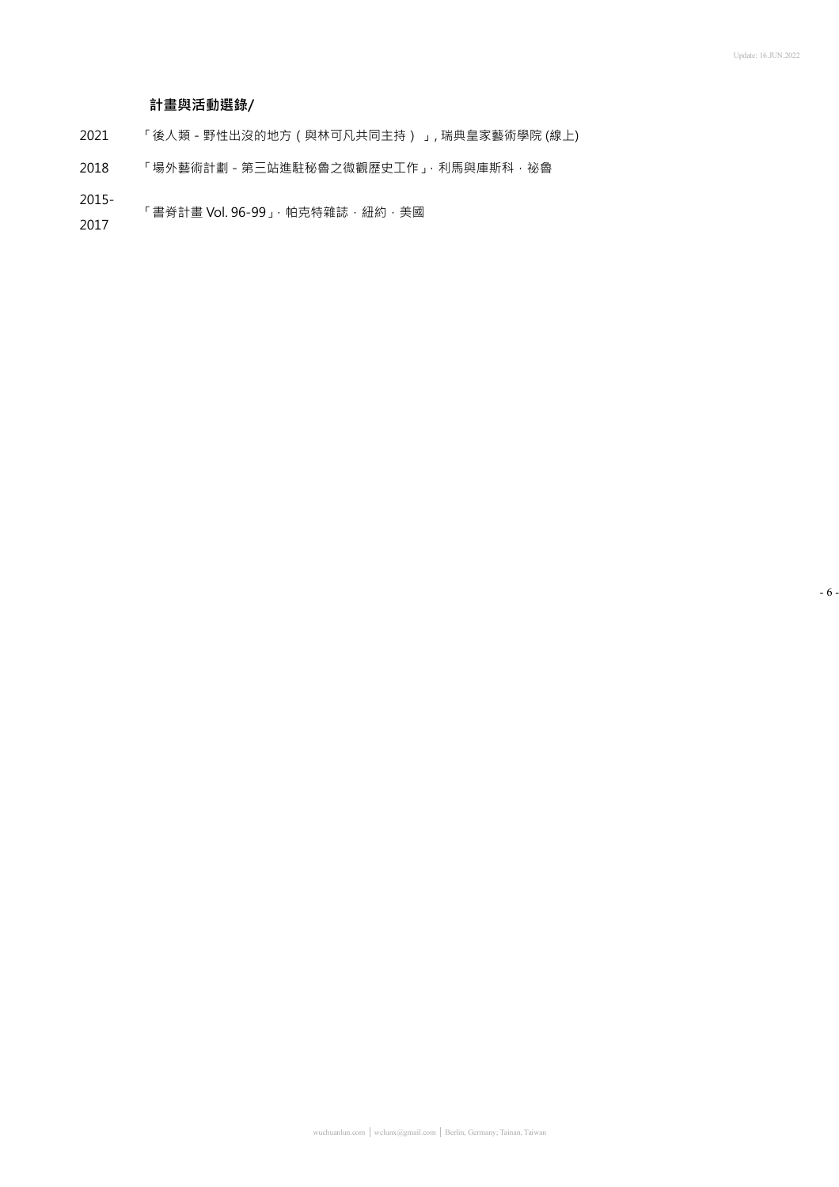**計畫與活動選錄/**

2021　「後人類 - 野性出沒的地方（與林可凡共同主持）」, 瑞典皇家藝術學院 (線上)

2018　「場外藝術計劃 - 第三站進駐秘魯之微觀歷史工作」，利馬與庫斯科，祕魯

2015-2017　「書脊計畫 Vol. 96-99」，帕克特雜誌，紐約，美國